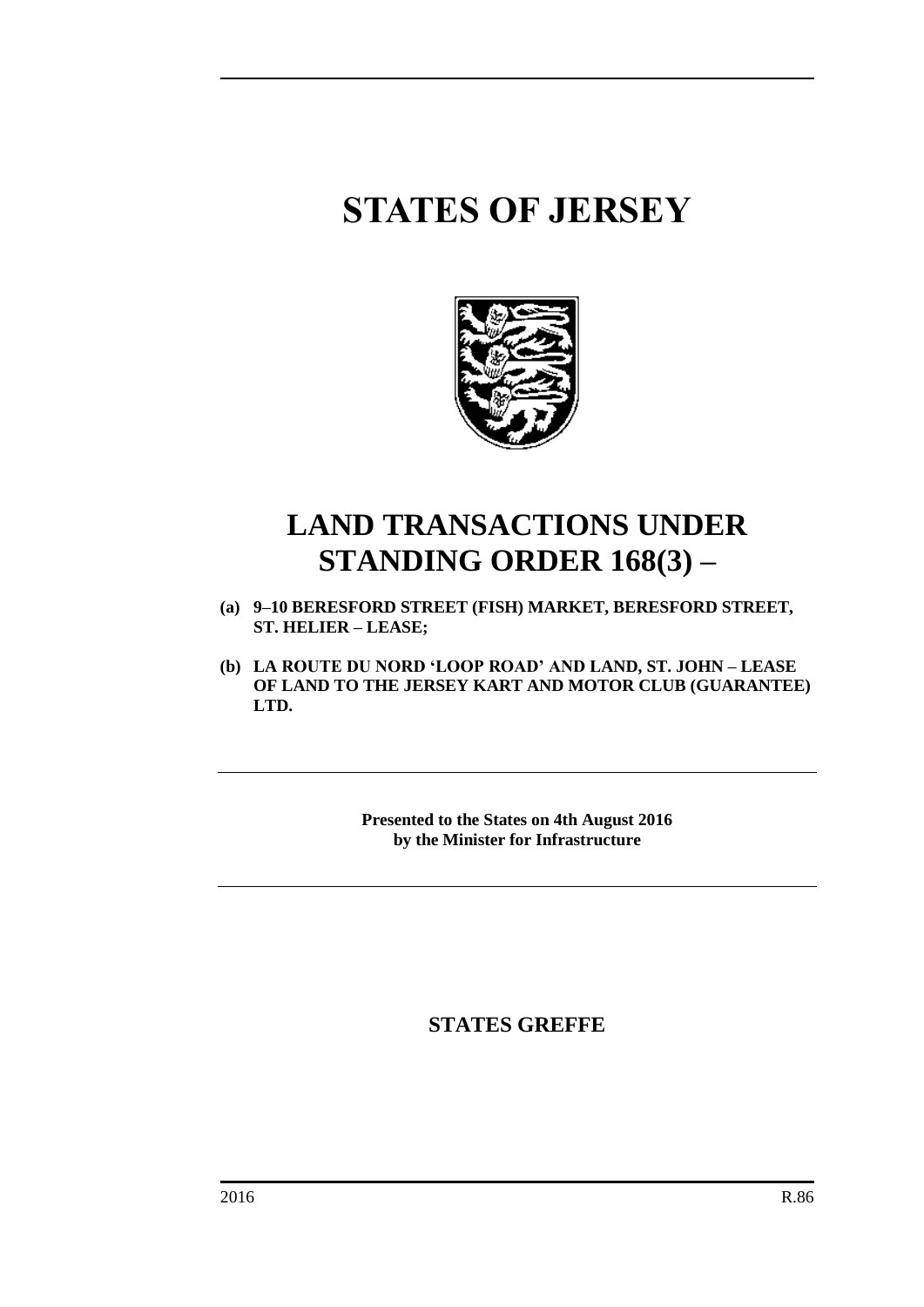# STATES OF JERSEY

## LAND TRANSACTIONS UNDER STANDING ORDER 168(3) –

**(a) 9–10 BERESFORD STREET (FISH) MARKET, BERESFORD STREET, ST. HELIER – LEASE;**

**(b) LA ROUTE DU NORD 'LOOP ROAD' AND LAND, ST. JOHN – LEASE OF LAND TO THE JERSEY KART AND MOTOR CLUB (GUARANTEE) LTD.**

---

**Presented to the States on 4th August 2016**
**by the Minister for Infrastructure**

---

**STATES GREFFE**

2016 R.86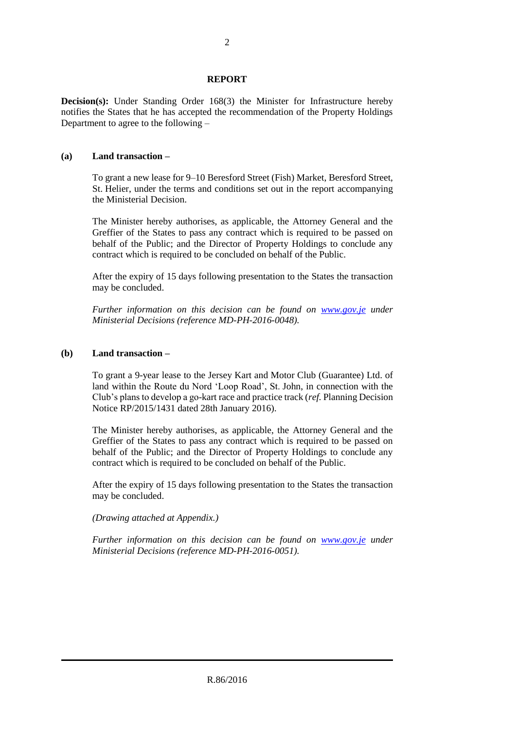## REPORT

**Decision(s):** Under Standing Order 168(3) the Minister for Infrastructure hereby notifies the States that he has accepted the recommendation of the Property Holdings Department to agree to the following –

**(a) Land transaction –**

To grant a new lease for 9–10 Beresford Street (Fish) Market, Beresford Street, St. Helier, under the terms and conditions set out in the report accompanying the Ministerial Decision.

The Minister hereby authorises, as applicable, the Attorney General and the Greffier of the States to pass any contract which is required to be passed on behalf of the Public; and the Director of Property Holdings to conclude any contract which is required to be concluded on behalf of the Public.

After the expiry of 15 days following presentation to the States the transaction may be concluded.

*Further information on this decision can be found on [www.gov.je](http://www.gov.je) under Ministerial Decisions (reference MD-PH-2016-0048).*

**(b) Land transaction –**

To grant a 9-year lease to the Jersey Kart and Motor Club (Guarantee) Ltd. of land within the Route du Nord 'Loop Road', St. John, in connection with the Club's plans to develop a go-kart race and practice track (*ref.* Planning Decision Notice RP/2015/1431 dated 28th January 2016).

The Minister hereby authorises, as applicable, the Attorney General and the Greffier of the States to pass any contract which is required to be passed on behalf of the Public; and the Director of Property Holdings to conclude any contract which is required to be concluded on behalf of the Public.

After the expiry of 15 days following presentation to the States the transaction may be concluded.

*(Drawing attached at Appendix.)*

*Further information on this decision can be found on [www.gov.je](http://www.gov.je) under Ministerial Decisions (reference MD-PH-2016-0051).*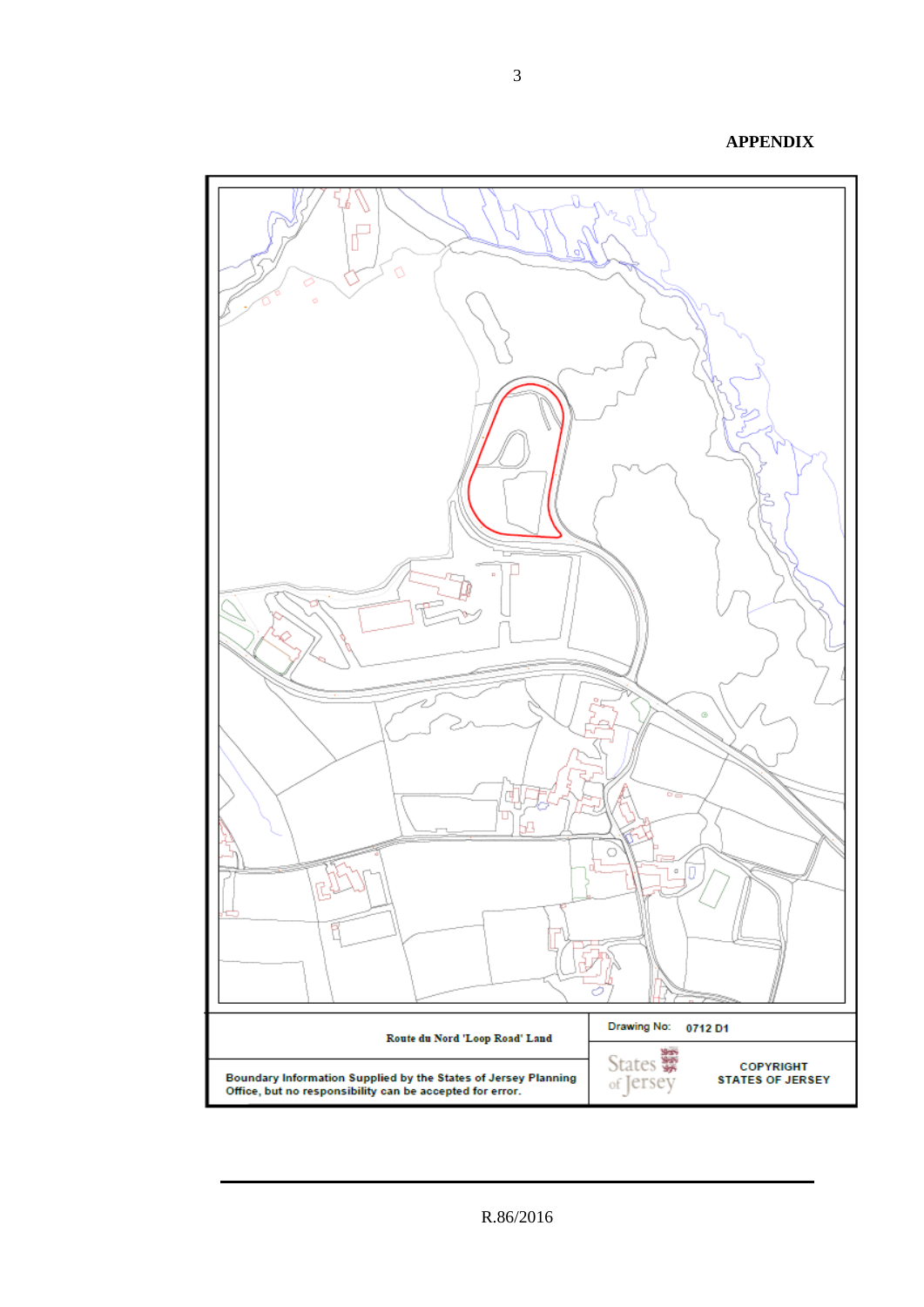**APPENDIX**

Route du Nord 'Loop Road' Land

Drawing No: 0712 D1

Boundary Information Supplied by the States of Jersey Planning Office, but no responsibility can be accepted for error.

States of Jersey

COPYRIGHT STATES OF JERSEY

R.86/2016